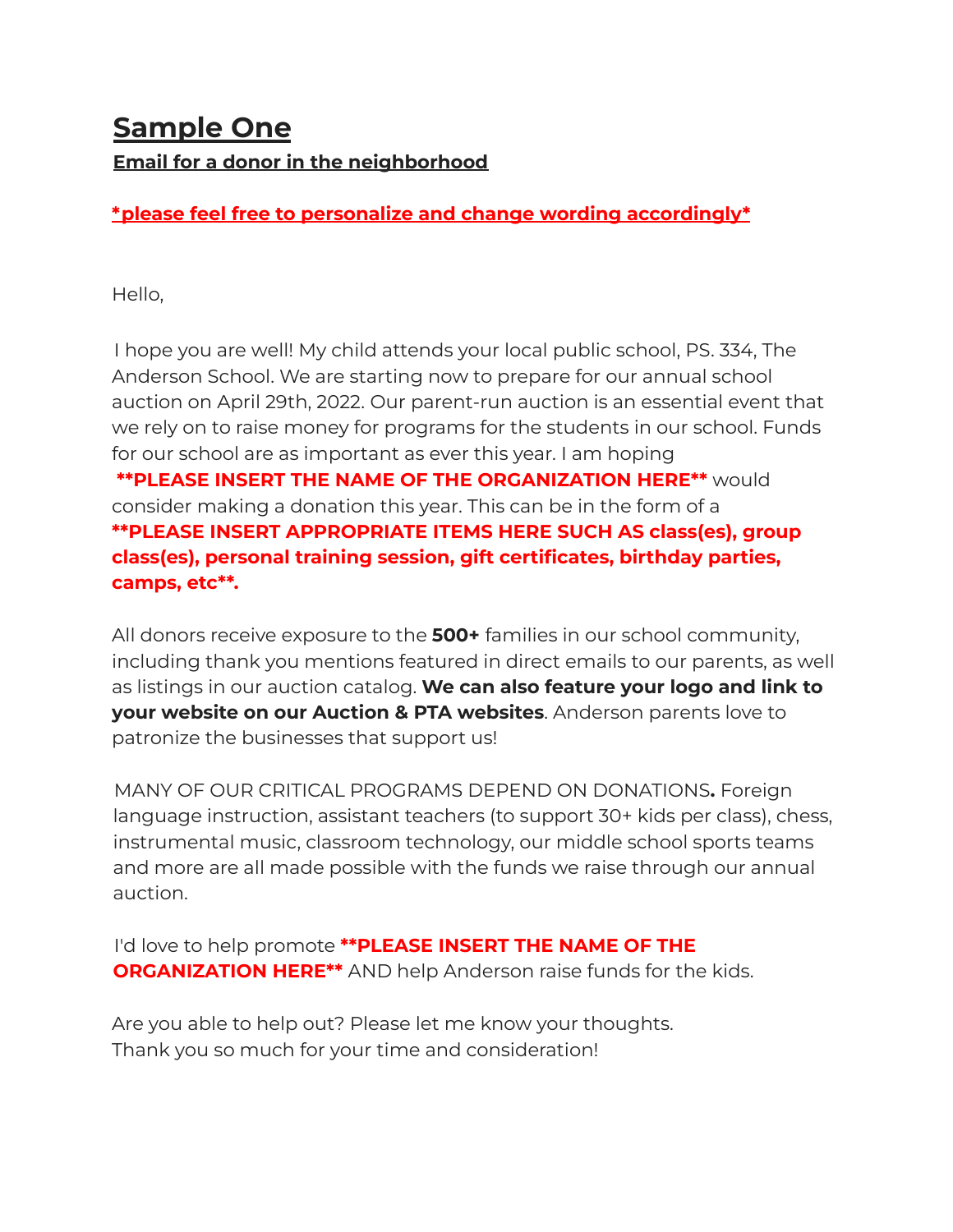# Sample One

**Email for a donor in the neighborhood**

***please feel free to personalize and change wording accordingly***

Hello,

I hope you are well! My child attends your local public school, PS. 334, The Anderson School. We are starting now to prepare for our annual school auction on April 29th, 2022. Our parent-run auction is an essential event that we rely on to raise money for programs for the students in our school. Funds for our school are as important as ever this year. I am hoping **\*\*PLEASE INSERT THE NAME OF THE ORGANIZATION HERE\*\*** would consider making a donation this year. This can be in the form of a **\*\*PLEASE INSERT APPROPRIATE ITEMS HERE SUCH AS class(es), group class(es), personal training session, gift certificates, birthday parties, camps, etc\*\*.**

All donors receive exposure to the **500+** families in our school community, including thank you mentions featured in direct emails to our parents, as well as listings in our auction catalog. **We can also feature your logo and link to your website on our Auction & PTA websites**. Anderson parents love to patronize the businesses that support us!

MANY OF OUR CRITICAL PROGRAMS DEPEND ON DONATIONS**.** Foreign language instruction, assistant teachers (to support 30+ kids per class), chess, instrumental music, classroom technology, our middle school sports teams and more are all made possible with the funds we raise through our annual auction.

I'd love to help promote **\*\*PLEASE INSERT THE NAME OF THE ORGANIZATION HERE\*\*** AND help Anderson raise funds for the kids.

Are you able to help out? Please let me know your thoughts.
Thank you so much for your time and consideration!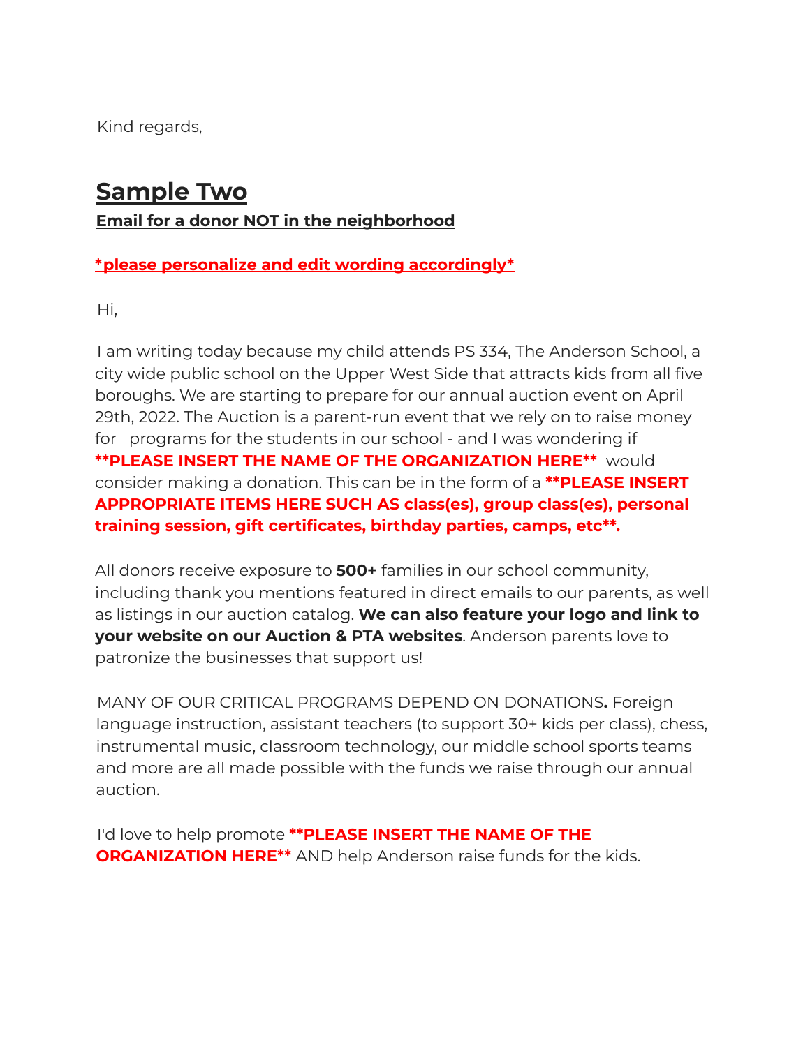Kind regards,

## Sample Two

**Email for a donor NOT in the neighborhood**

***please personalize and edit wording accordingly***

Hi,

I am writing today because my child attends PS 334, The Anderson School, a city wide public school on the Upper West Side that attracts kids from all five boroughs. We are starting to prepare for our annual auction event on April 29th, 2022. The Auction is a parent-run event that we rely on to raise money for programs for the students in our school - and I was wondering if **\*\*PLEASE INSERT THE NAME OF THE ORGANIZATION HERE\*\*** would consider making a donation. This can be in the form of a **\*\*PLEASE INSERT APPROPRIATE ITEMS HERE SUCH AS class(es), group class(es), personal training session, gift certificates, birthday parties, camps, etc\*\*.**

All donors receive exposure to **500+** families in our school community, including thank you mentions featured in direct emails to our parents, as well as listings in our auction catalog. **We can also feature your logo and link to your website on our Auction & PTA websites**. Anderson parents love to patronize the businesses that support us!

MANY OF OUR CRITICAL PROGRAMS DEPEND ON DONATIONS**.** Foreign language instruction, assistant teachers (to support 30+ kids per class), chess, instrumental music, classroom technology, our middle school sports teams and more are all made possible with the funds we raise through our annual auction.

I'd love to help promote **\*\*PLEASE INSERT THE NAME OF THE ORGANIZATION HERE\*\*** AND help Anderson raise funds for the kids.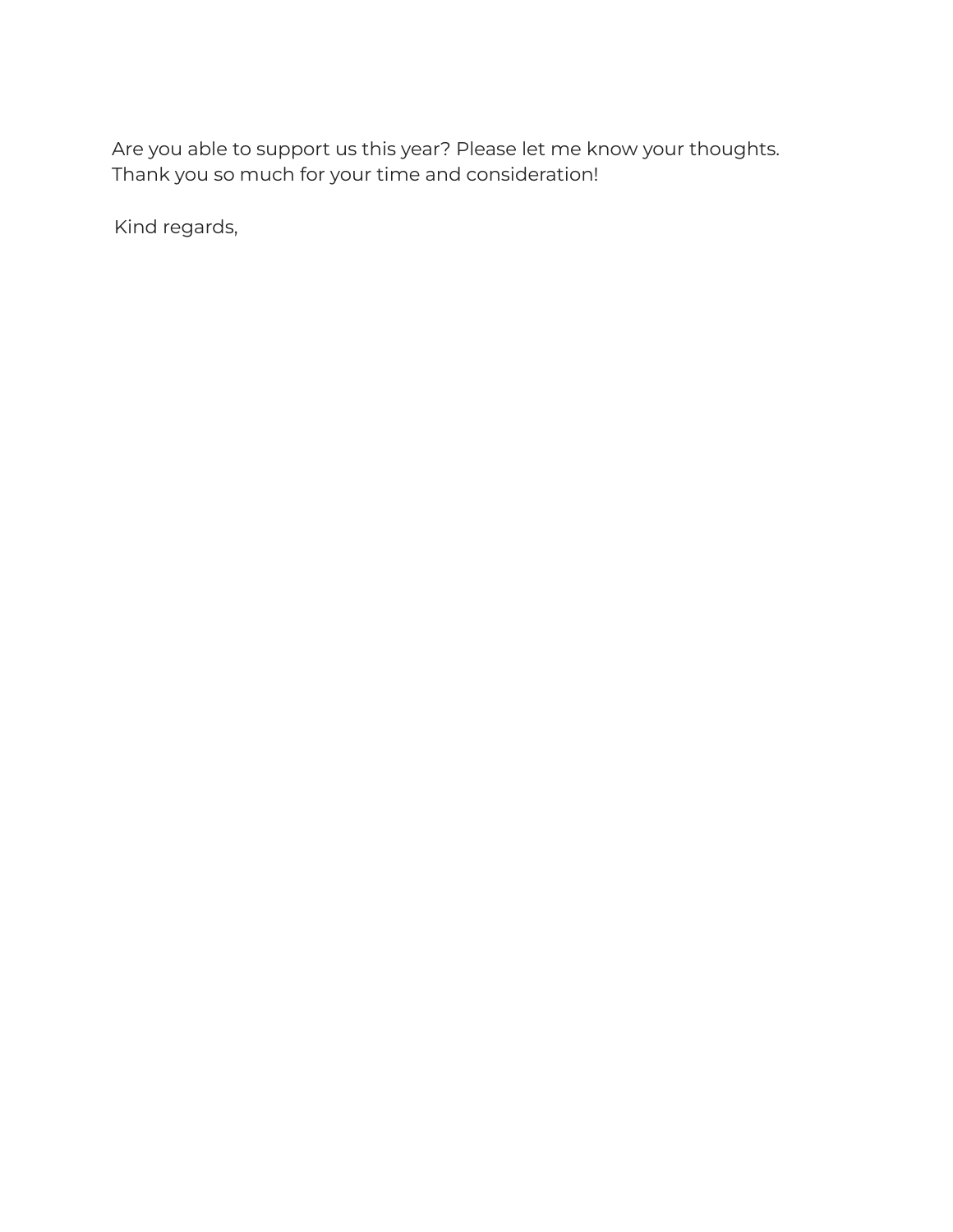Are you able to support us this year? Please let me know your thoughts.
Thank you so much for your time and consideration!

Kind regards,